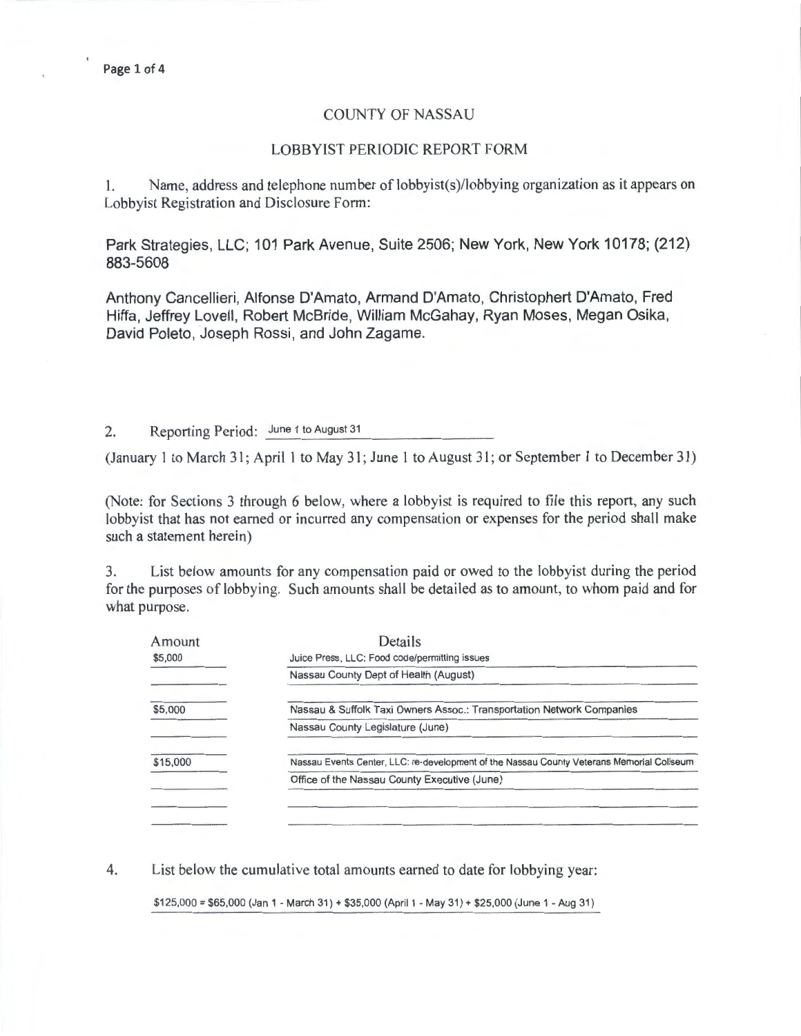# COUNTY OF NASSAU

## LOBBYIST PERIODIC REPORT FORM

1. Name, address and telephone number of lobbyist(s)/lobbying organization as it appears on Lobbyist Registration and Disclosure Form:

Park Strategies, LLC; 101 Park Avenue, Suite 2506; New York, New York 10178; (212) 883-5608

Anthony Cancellieri, Alfonse D'Amato, Armand D'Amato, Christophert D'Amato, Fred Hiffa, Jeffrey Lovell, Robert McBride, William McGahay, Ryan Moses, Megan Osika, David Poleto, Joseph Rossi, and John Zagame.

2. Reporting Period: June 1 to August 31

(January 1 to March 31; April 1 to May 31; June 1 to August 31; or September 1 to December 31)

(Note: for Sections 3 through 6 below, where a lobbyist is required to file this report, any such lobbyist that has not earned or incurred any compensation or expenses for the period shall make such a statement herein)

3. List below amounts for any compensation paid or owed to the lobbyist during the period for the purposes of lobbying. Such amounts shall be detailed as to amount, to whom paid and for what purpose.

| Amount | Details |
|---|---|
| $5,000 | Juice Press, LLC: Food code/permitting issues |
| | Nassau County Dept of Health (August) |
| $5,000 | Nassau & Suffolk Taxi Owners Assoc.: Transportation Network Companies |
| | Nassau County Legislature (June) |
| $15,000 | Nassau Events Center, LLC: re-development of the Nassau County Veterans Memorial Coliseum |
| | Office of the Nassau County Executive (June) |

4. List below the cumulative total amounts earned to date for lobbying year:

$125,000 = $65,000 (Jan 1 - March 31) + $35,000 (April 1 - May 31) + $25,000 (June 1 - Aug 31)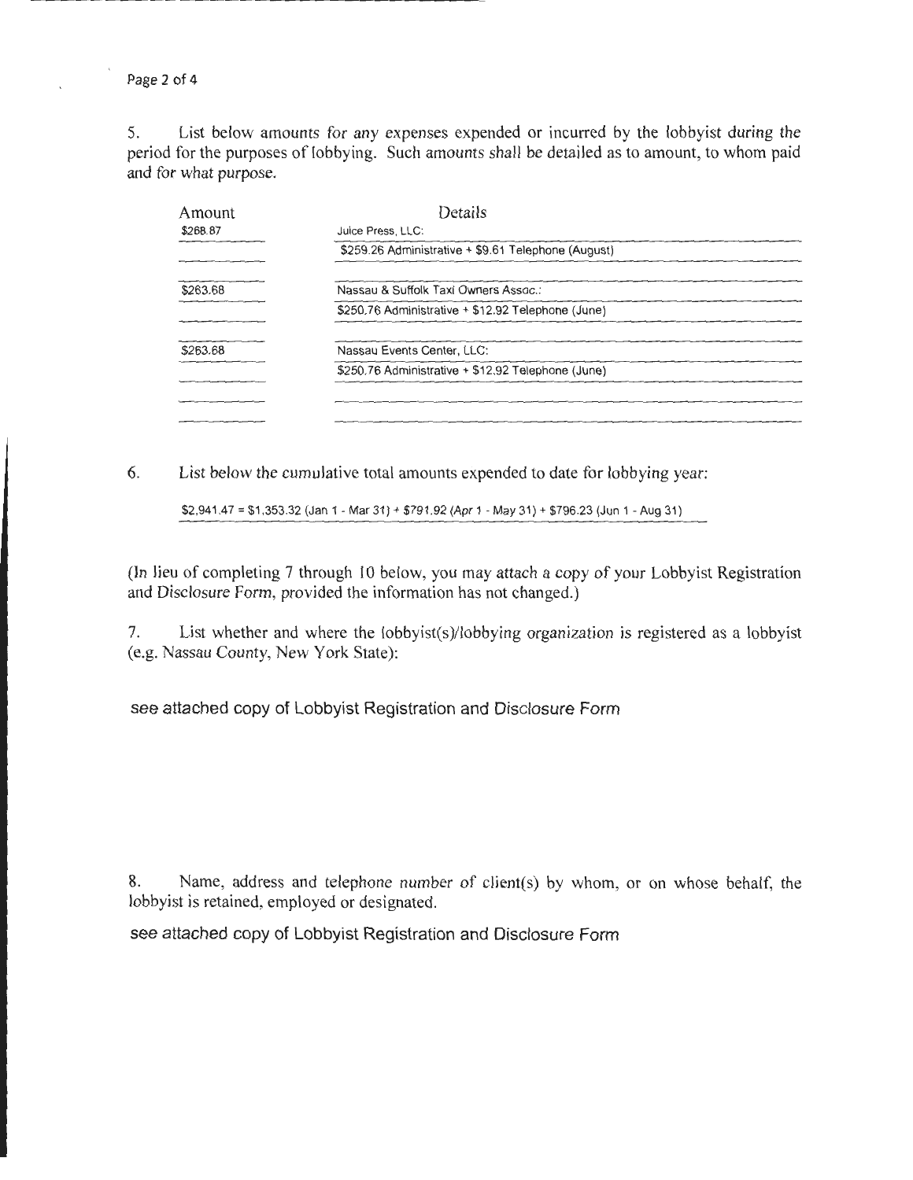5. List below amounts for any expenses expended or incurred by the lobbyist during the period for the purposes of lobbying. Such amounts shall be detailed as to amount, to whom paid and for what purpose.

| Amount | Details |
| --- | --- |
| $268.87 | Juice Press, LLC: |
| | $259.26 Administrative + $9.61 Telephone (August) |
| $263.68 | Nassau & Suffolk Taxi Owners Assoc.: |
| | $250.76 Administrative + $12.92 Telephone (June) |
| $263.68 | Nassau Events Center, LLC: |
| | $250.76 Administrative + $12.92 Telephone (June) |

6. List below the cumulative total amounts expended to date for lobbying year:

$2,941.47 = $1,353.32 (Jan 1 - Mar 31) + $791.92 (Apr 1 - May 31) + $796.23 (Jun 1 - Aug 31)

(In lieu of completing 7 through 10 below, you may attach a copy of your Lobbyist Registration and Disclosure Form, provided the information has not changed.)

7. List whether and where the lobbyist(s)/lobbying organization is registered as a lobbyist (e.g. Nassau County, New York State):

see attached copy of Lobbyist Registration and Disclosure Form

8. Name, address and telephone number of client(s) by whom, or on whose behalf, the lobbyist is retained, employed or designated.

see attached copy of Lobbyist Registration and Disclosure Form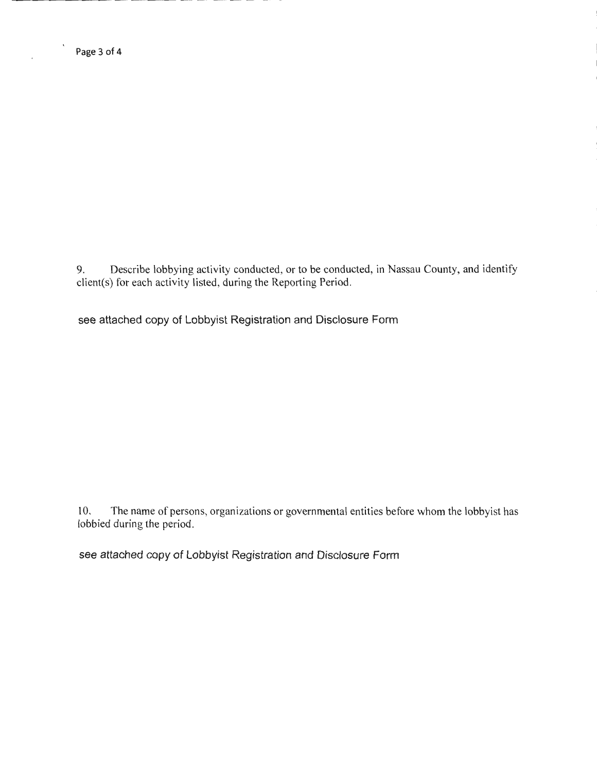9. Describe lobbying activity conducted, or to be conducted, in Nassau County, and identify client(s) for each activity listed, during the Reporting Period.

see attached copy of Lobbyist Registration and Disclosure Form

10. The name of persons, organizations or governmental entities before whom the lobbyist has lobbied during the period.

see attached copy of Lobbyist Registration and Disclosure Form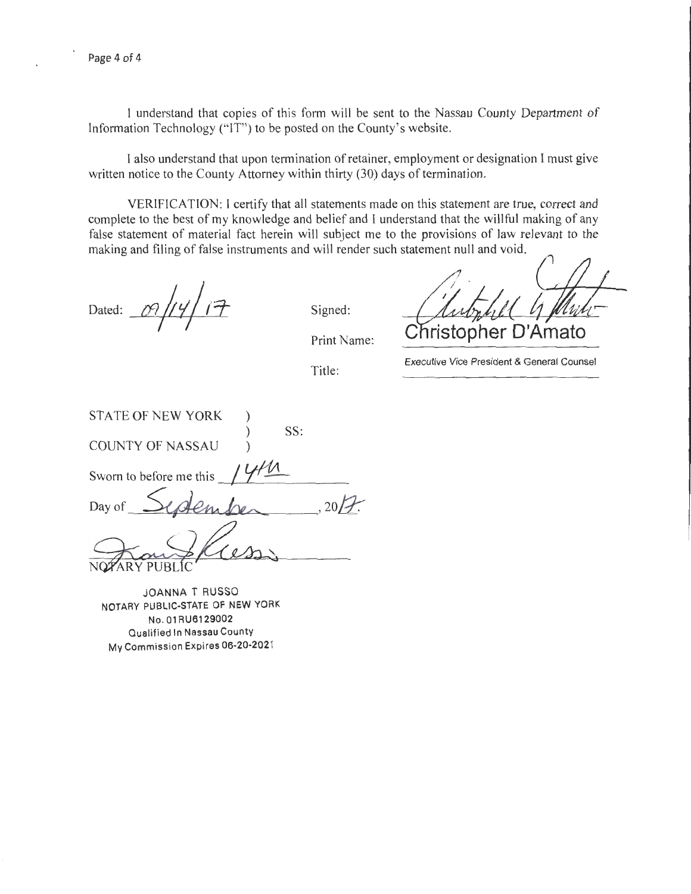I understand that copies of this form will be sent to the Nassau County Department of Information Technology ("IT") to be posted on the County's website.

I also understand that upon termination of retainer, employment or designation I must give written notice to the County Attorney within thirty (30) days of termination.

VERIFICATION: I certify that all statements made on this statement are true, correct and complete to the best of my knowledge and belief and I understand that the willful making of any false statement of material fact herein will subject me to the provisions of law relevant to the making and filing of false instruments and will render such statement null and void.

Dated: 09/14/17

Signed: [signature]

Print Name: Christopher D'Amato

Title: Executive Vice President & General Counsel

STATE OF NEW YORK )
) SS:
COUNTY OF NASSAU )

Sworn to before me this 14th

Day of September, 2017.

[signature]
NOTARY PUBLIC

JOANNA T RUSSO
NOTARY PUBLIC-STATE OF NEW YORK
No. 01RU6129002
Qualified In Nassau County
My Commission Expires 06-20-2021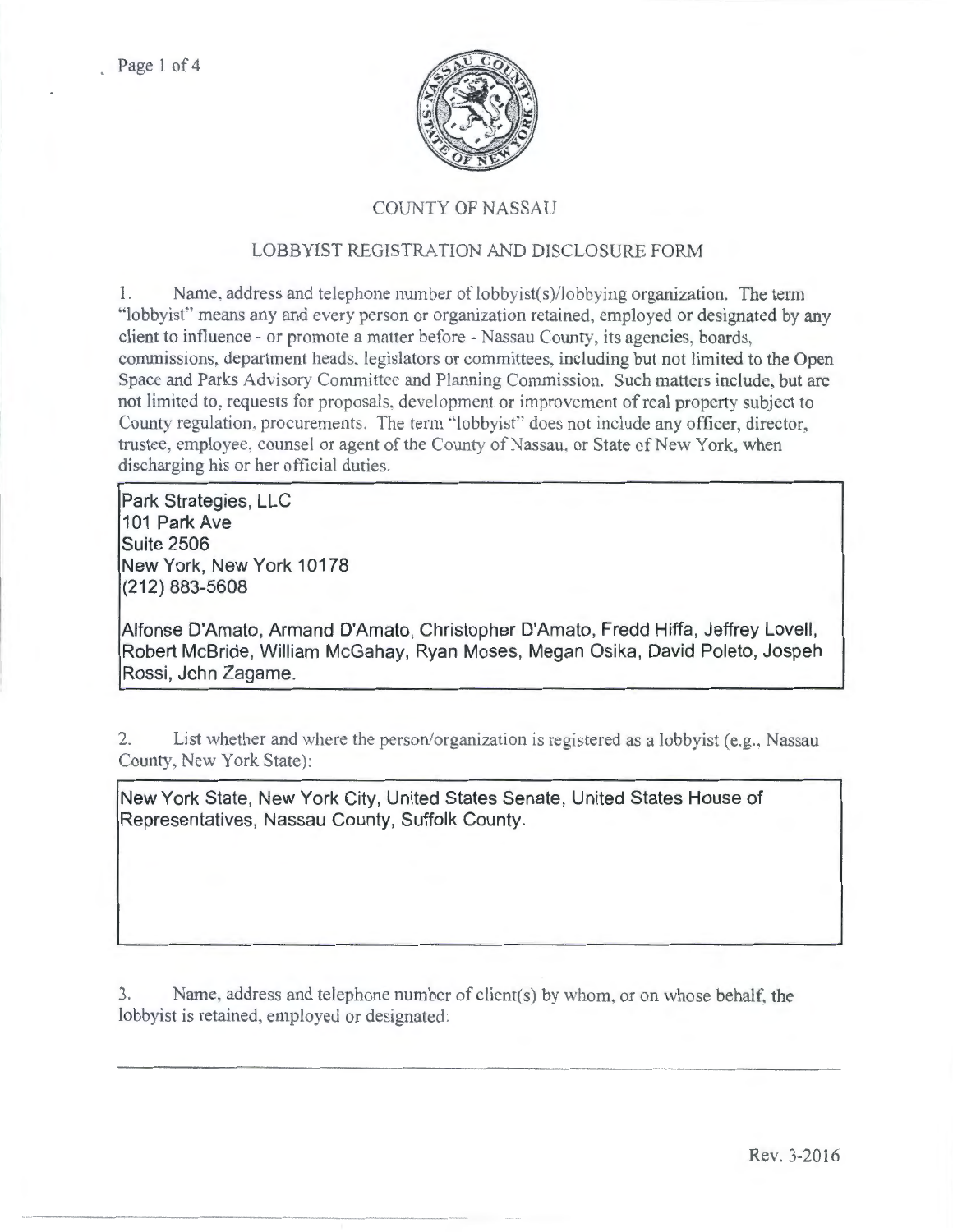# COUNTY OF NASSAU

## LOBBYIST REGISTRATION AND DISCLOSURE FORM

1. Name, address and telephone number of lobbyist(s)/lobbying organization. The term "lobbyist" means any and every person or organization retained, employed or designated by any client to influence - or promote a matter before - Nassau County, its agencies, boards, commissions, department heads, legislators or committees, including but not limited to the Open Space and Parks Advisory Committee and Planning Commission. Such matters include, but are not limited to, requests for proposals, development or improvement of real property subject to County regulation, procurements. The term "lobbyist" does not include any officer, director, trustee, employee, counsel or agent of the County of Nassau, or State of New York, when discharging his or her official duties.

Park Strategies, LLC
101 Park Ave
Suite 2506
New York, New York 10178
(212) 883-5608

Alfonse D'Amato, Armand D'Amato, Christopher D'Amato, Fredd Hiffa, Jeffrey Lovell, Robert McBride, William McGahay, Ryan Moses, Megan Osika, David Poleto, Jospeh Rossi, John Zagame.

2. List whether and where the person/organization is registered as a lobbyist (e.g., Nassau County, New York State):

New York State, New York City, United States Senate, United States House of Representatives, Nassau County, Suffolk County.

3. Name, address and telephone number of client(s) by whom, or on whose behalf, the lobbyist is retained, employed or designated:

Rev. 3-2016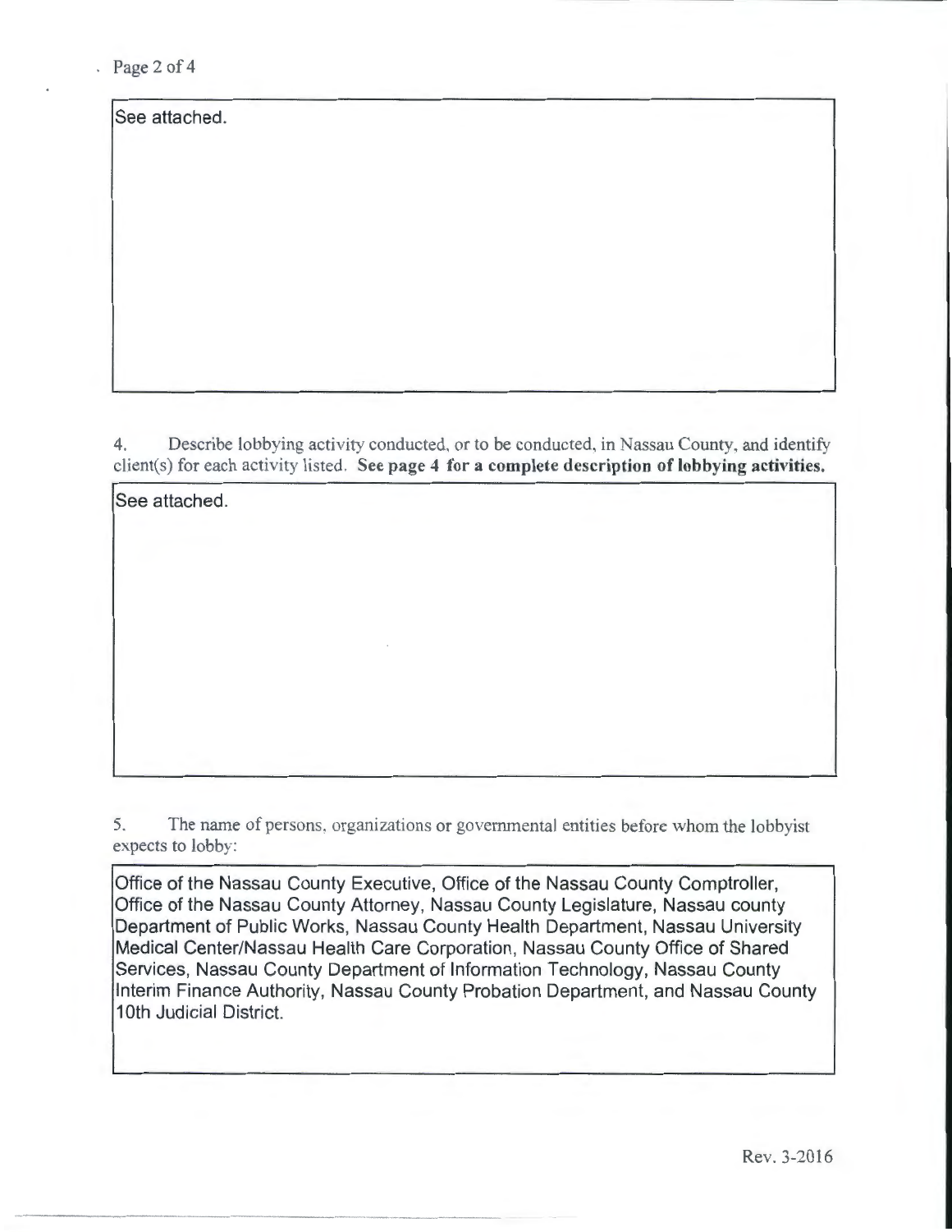See attached.

4. Describe lobbying activity conducted, or to be conducted, in Nassau County, and identify client(s) for each activity listed. **See page 4 for a complete description of lobbying activities.**

See attached.

5. The name of persons, organizations or governmental entities before whom the lobbyist expects to lobby:

Office of the Nassau County Executive, Office of the Nassau County Comptroller, Office of the Nassau County Attorney, Nassau County Legislature, Nassau county Department of Public Works, Nassau County Health Department, Nassau University Medical Center/Nassau Health Care Corporation, Nassau County Office of Shared Services, Nassau County Department of Information Technology, Nassau County Interim Finance Authority, Nassau County Probation Department, and Nassau County 10th Judicial District.

Rev. 3-2016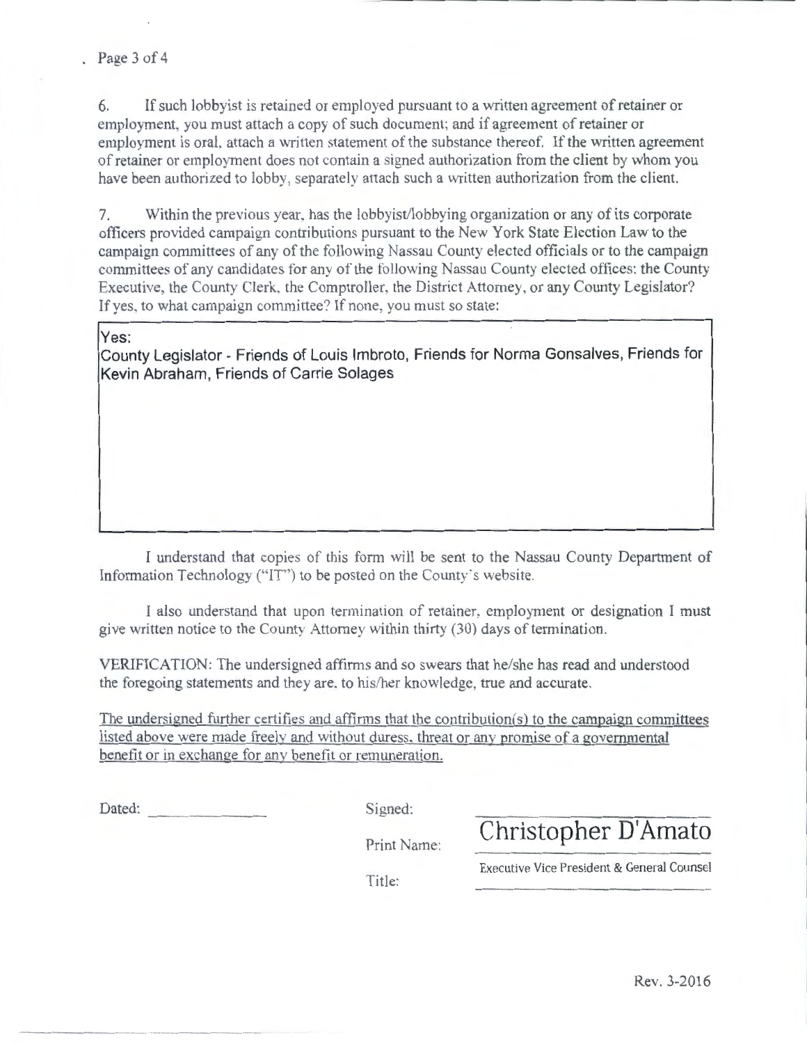6. If such lobbyist is retained or employed pursuant to a written agreement of retainer or employment, you must attach a copy of such document; and if agreement of retainer or employment is oral, attach a written statement of the substance thereof. If the written agreement of retainer or employment does not contain a signed authorization from the client by whom you have been authorized to lobby, separately attach such a written authorization from the client.

7. Within the previous year, has the lobbyist/lobbying organization or any of its corporate officers provided campaign contributions pursuant to the New York State Election Law to the campaign committees of any of the following Nassau County elected officials or to the campaign committees of any candidates for any of the following Nassau County elected offices: the County Executive, the County Clerk, the Comptroller, the District Attorney, or any County Legislator? If yes, to what campaign committee? If none, you must so state:

Yes:
County Legislator - Friends of Louis Imbroto, Friends for Norma Gonsalves, Friends for Kevin Abraham, Friends of Carrie Solages

I understand that copies of this form will be sent to the Nassau County Department of Information Technology ("IT") to be posted on the County's website.

I also understand that upon termination of retainer, employment or designation I must give written notice to the County Attorney within thirty (30) days of termination.

VERIFICATION: The undersigned affirms and so swears that he/she has read and understood the foregoing statements and they are, to his/her knowledge, true and accurate.

The undersigned further certifies and affirms that the contribution(s) to the campaign committees listed above were made freely and without duress, threat or any promise of a governmental benefit or in exchange for any benefit or remuneration.

Dated: ______________

Signed: ______________

Print Name: Christopher D'Amato

Title: Executive Vice President & General Counsel

Rev. 3-2016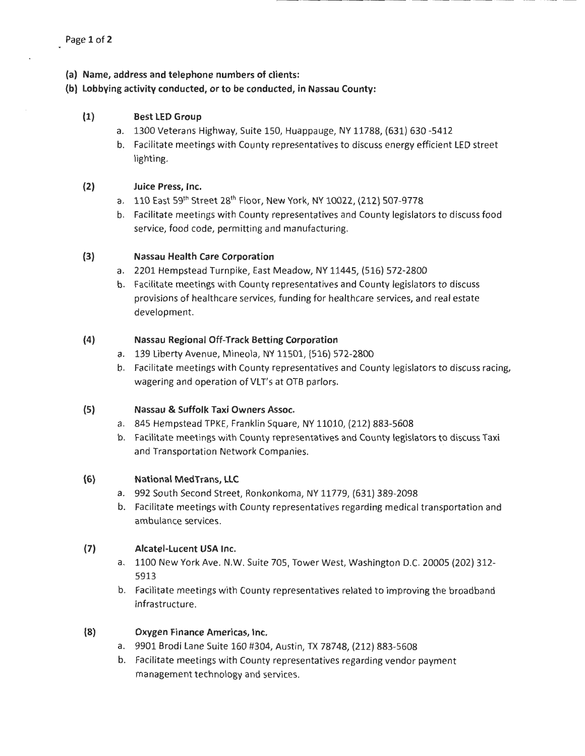**(a) Name, address and telephone numbers of clients:**

**(b) Lobbying activity conducted, or to be conducted, in Nassau County:**

**(1) Best LED Group**

a. 1300 Veterans Highway, Suite 150, Huappauge, NY 11788, (631) 630 -5412

b. Facilitate meetings with County representatives to discuss energy efficient LED street lighting.

**(2) Juice Press, Inc.**

a. 110 East 59th Street 28th Floor, New York, NY 10022, (212) 507-9778

b. Facilitate meetings with County representatives and County legislators to discuss food service, food code, permitting and manufacturing.

**(3) Nassau Health Care Corporation**

a. 2201 Hempstead Turnpike, East Meadow, NY 11445, (516) 572-2800

b. Facilitate meetings with County representatives and County legislators to discuss provisions of healthcare services, funding for healthcare services, and real estate development.

**(4) Nassau Regional Off-Track Betting Corporation**

a. 139 Liberty Avenue, Mineola, NY 11501, (516) 572-2800

b. Facilitate meetings with County representatives and County legislators to discuss racing, wagering and operation of VLT's at OTB parlors.

**(5) Nassau & Suffolk Taxi Owners Assoc.**

a. 845 Hempstead TPKE, Franklin Square, NY 11010, (212) 883-5608

b. Facilitate meetings with County representatives and County legislators to discuss Taxi and Transportation Network Companies.

**(6) National MedTrans, LLC**

a. 992 South Second Street, Ronkonkoma, NY 11779, (631) 389-2098

b. Facilitate meetings with County representatives regarding medical transportation and ambulance services.

**(7) Alcatel-Lucent USA Inc.**

a. 1100 New York Ave. N.W. Suite 705, Tower West, Washington D.C. 20005 (202) 312-5913

b. Facilitate meetings with County representatives related to improving the broadband infrastructure.

**(8) Oxygen Finance Americas, Inc.**

a. 9901 Brodi Lane Suite 160 #304, Austin, TX 78748, (212) 883-5608

b. Facilitate meetings with County representatives regarding vendor payment management technology and services.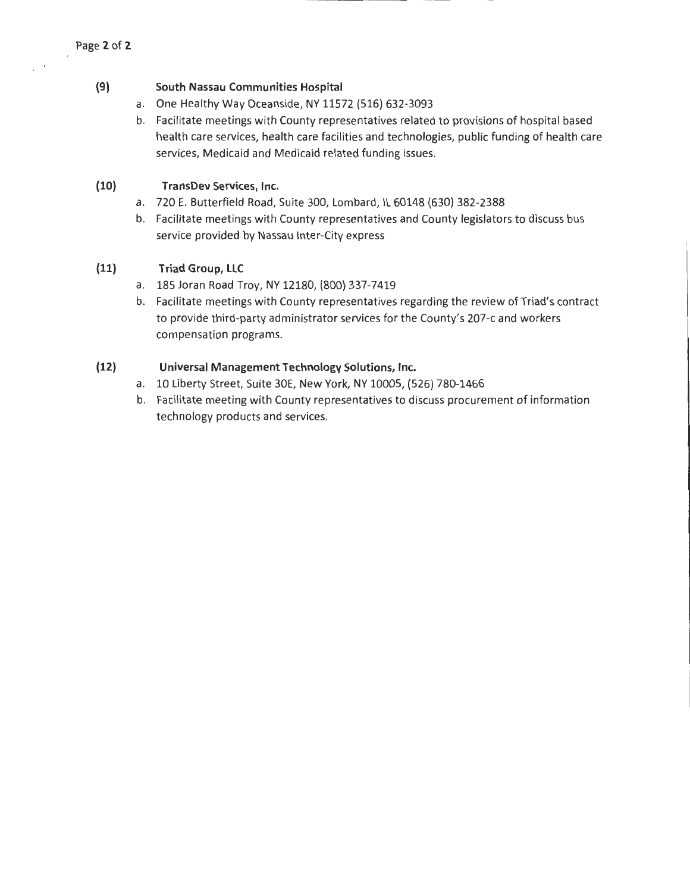**(9) South Nassau Communities Hospital**

a. One Healthy Way Oceanside, NY 11572 (516) 632-3093

b. Facilitate meetings with County representatives related to provisions of hospital based health care services, health care facilities and technologies, public funding of health care services, Medicaid and Medicaid related funding issues.

**(10) TransDev Services, Inc.**

a. 720 E. Butterfield Road, Suite 300, Lombard, IL 60148 (630) 382-2388

b. Facilitate meetings with County representatives and County legislators to discuss bus service provided by Nassau Inter-City express

**(11) Triad Group, LLC**

a. 185 Joran Road Troy, NY 12180, (800) 337-7419

b. Facilitate meetings with County representatives regarding the review of Triad's contract to provide third-party administrator services for the County's 207-c and workers compensation programs.

**(12) Universal Management Technology Solutions, Inc.**

a. 10 Liberty Street, Suite 30E, New York, NY 10005, (526) 780-1466

b. Facilitate meeting with County representatives to discuss procurement of information technology products and services.